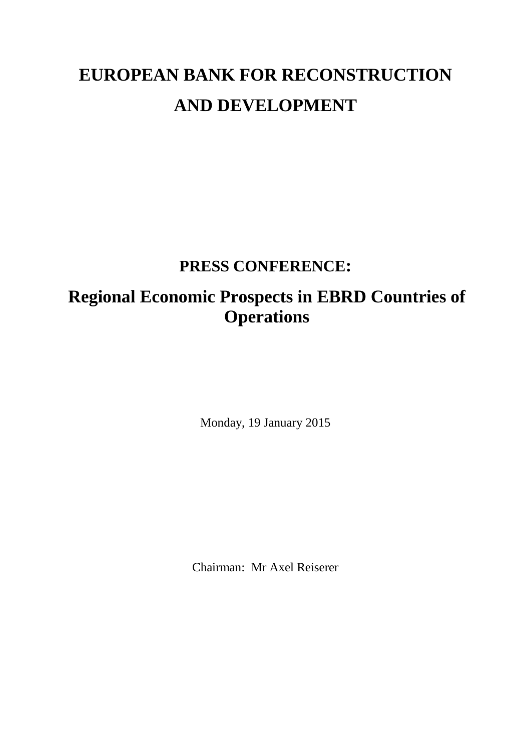# EUROPEAN BANK FOR RECONSTRUCTION AND DEVELOPMENT

## PRESS CONFERENCE:

## Regional Economic Prospects in EBRD Countries of Operations

Monday, 19 January 2015

Chairman: Mr Axel Reiserer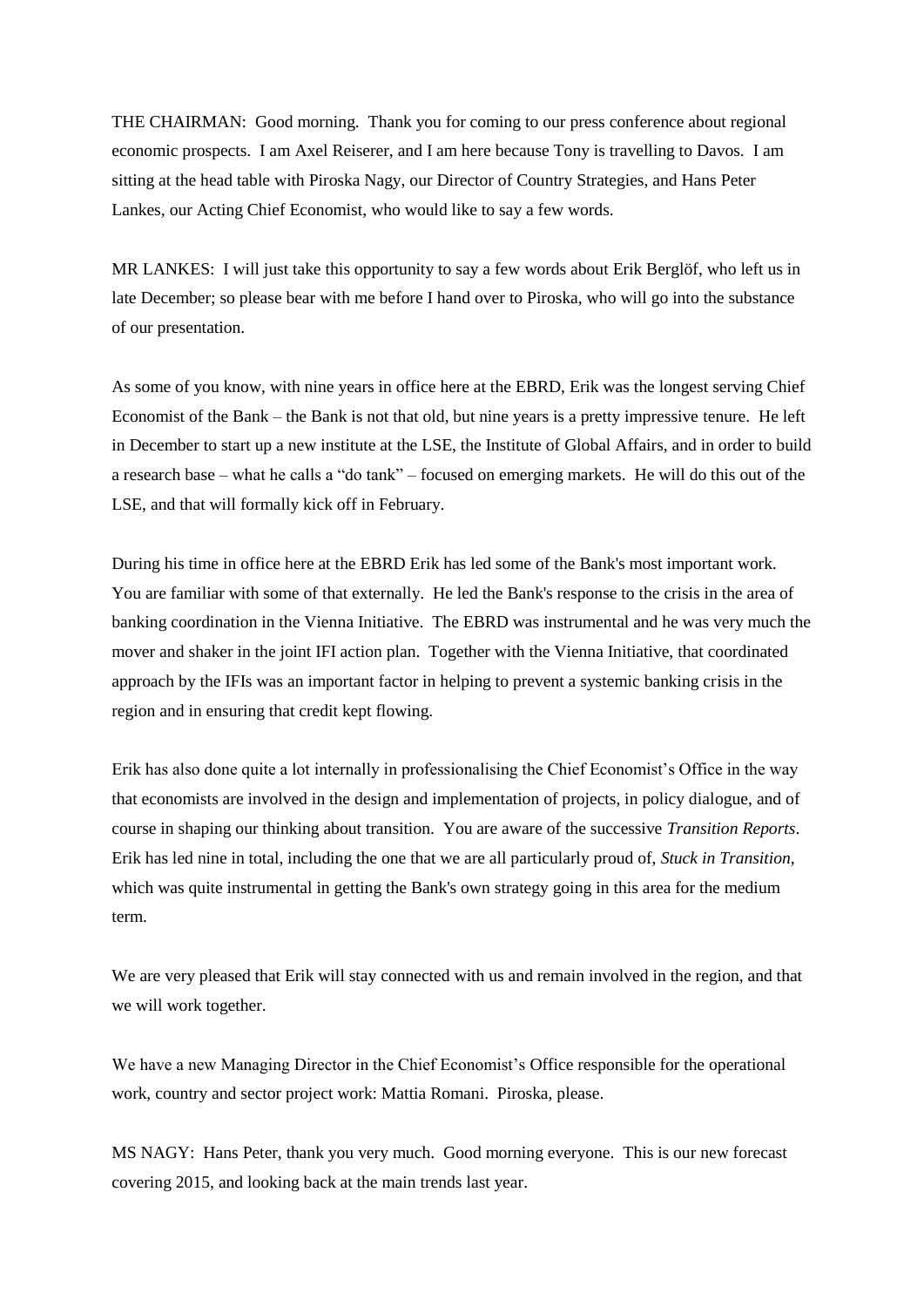THE CHAIRMAN: Good morning. Thank you for coming to our press conference about regional economic prospects. I am Axel Reiserer, and I am here because Tony is travelling to Davos. I am sitting at the head table with Piroska Nagy, our Director of Country Strategies, and Hans Peter Lankes, our Acting Chief Economist, who would like to say a few words.

MR LANKES: I will just take this opportunity to say a few words about Erik Berglöf, who left us in late December; so please bear with me before I hand over to Piroska, who will go into the substance of our presentation.

As some of you know, with nine years in office here at the EBRD, Erik was the longest serving Chief Economist of the Bank – the Bank is not that old, but nine years is a pretty impressive tenure. He left in December to start up a new institute at the LSE, the Institute of Global Affairs, and in order to build a research base – what he calls a "do tank" – focused on emerging markets. He will do this out of the LSE, and that will formally kick off in February.

During his time in office here at the EBRD Erik has led some of the Bank's most important work. You are familiar with some of that externally. He led the Bank's response to the crisis in the area of banking coordination in the Vienna Initiative. The EBRD was instrumental and he was very much the mover and shaker in the joint IFI action plan. Together with the Vienna Initiative, that coordinated approach by the IFIs was an important factor in helping to prevent a systemic banking crisis in the region and in ensuring that credit kept flowing.

Erik has also done quite a lot internally in professionalising the Chief Economist's Office in the way that economists are involved in the design and implementation of projects, in policy dialogue, and of course in shaping our thinking about transition. You are aware of the successive *Transition Reports*. Erik has led nine in total, including the one that we are all particularly proud of, *Stuck in Transition*, which was quite instrumental in getting the Bank's own strategy going in this area for the medium term.

We are very pleased that Erik will stay connected with us and remain involved in the region, and that we will work together.

We have a new Managing Director in the Chief Economist's Office responsible for the operational work, country and sector project work: Mattia Romani. Piroska, please.

MS NAGY: Hans Peter, thank you very much. Good morning everyone. This is our new forecast covering 2015, and looking back at the main trends last year.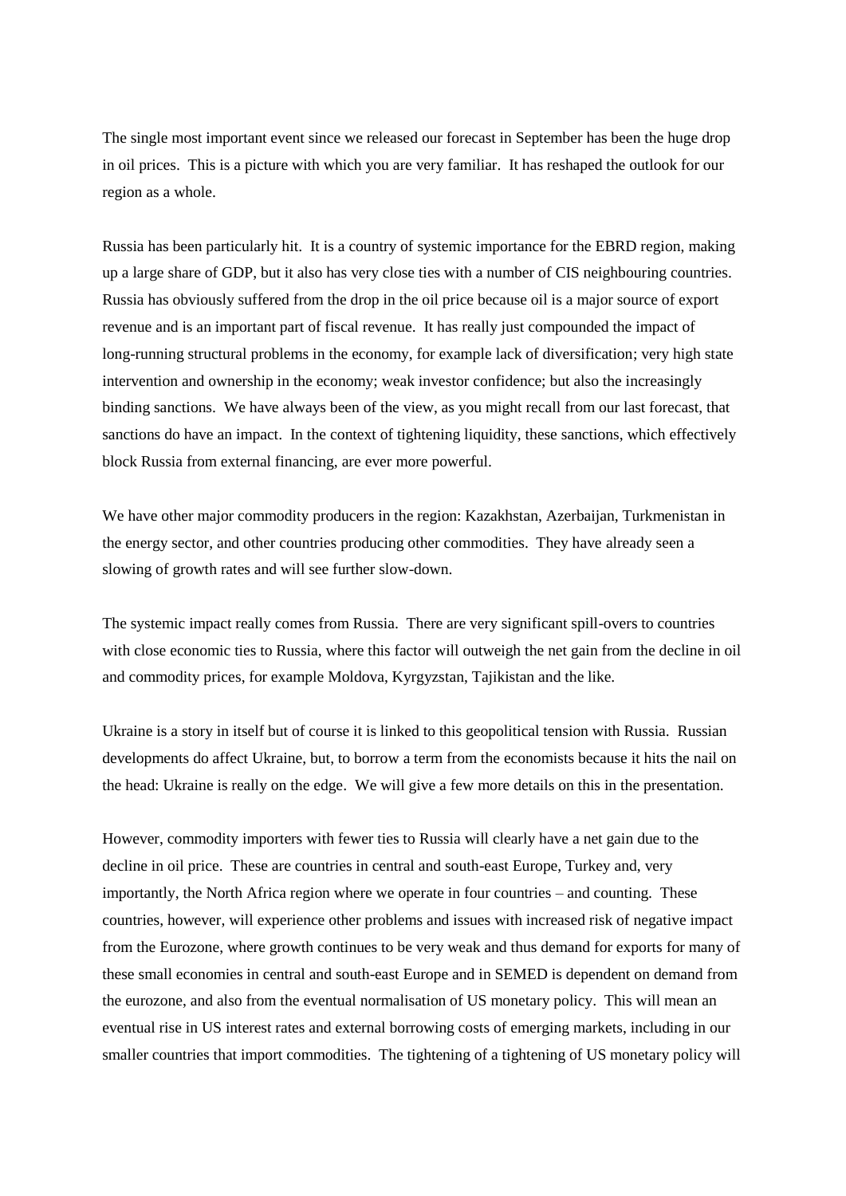The single most important event since we released our forecast in September has been the huge drop in oil prices. This is a picture with which you are very familiar. It has reshaped the outlook for our region as a whole.

Russia has been particularly hit. It is a country of systemic importance for the EBRD region, making up a large share of GDP, but it also has very close ties with a number of CIS neighbouring countries. Russia has obviously suffered from the drop in the oil price because oil is a major source of export revenue and is an important part of fiscal revenue. It has really just compounded the impact of long-running structural problems in the economy, for example lack of diversification; very high state intervention and ownership in the economy; weak investor confidence; but also the increasingly binding sanctions. We have always been of the view, as you might recall from our last forecast, that sanctions do have an impact. In the context of tightening liquidity, these sanctions, which effectively block Russia from external financing, are ever more powerful.

We have other major commodity producers in the region: Kazakhstan, Azerbaijan, Turkmenistan in the energy sector, and other countries producing other commodities. They have already seen a slowing of growth rates and will see further slow-down.

The systemic impact really comes from Russia. There are very significant spill-overs to countries with close economic ties to Russia, where this factor will outweigh the net gain from the decline in oil and commodity prices, for example Moldova, Kyrgyzstan, Tajikistan and the like.

Ukraine is a story in itself but of course it is linked to this geopolitical tension with Russia. Russian developments do affect Ukraine, but, to borrow a term from the economists because it hits the nail on the head: Ukraine is really on the edge. We will give a few more details on this in the presentation.

However, commodity importers with fewer ties to Russia will clearly have a net gain due to the decline in oil price. These are countries in central and south-east Europe, Turkey and, very importantly, the North Africa region where we operate in four countries – and counting. These countries, however, will experience other problems and issues with increased risk of negative impact from the Eurozone, where growth continues to be very weak and thus demand for exports for many of these small economies in central and south-east Europe and in SEMED is dependent on demand from the eurozone, and also from the eventual normalisation of US monetary policy. This will mean an eventual rise in US interest rates and external borrowing costs of emerging markets, including in our smaller countries that import commodities. The tightening of a tightening of US monetary policy will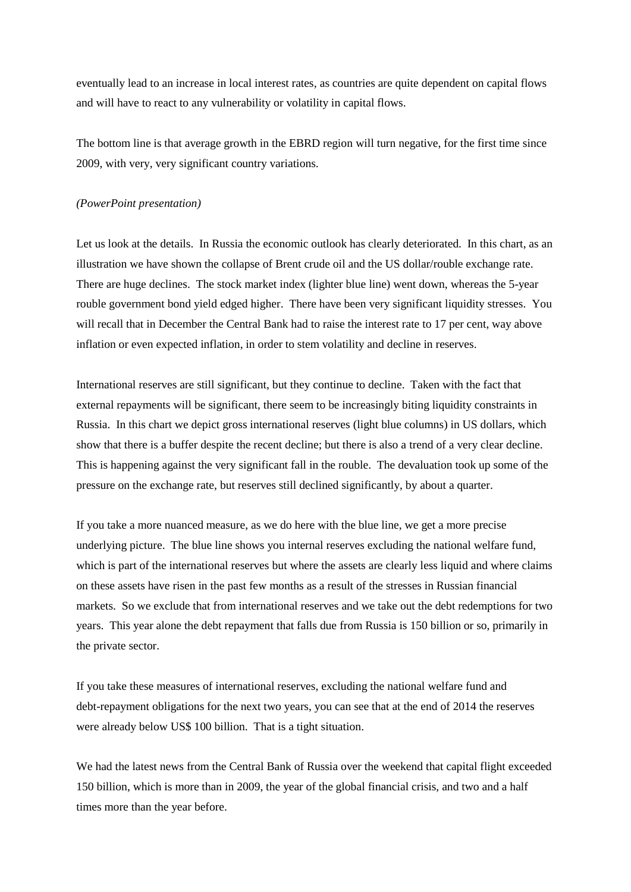eventually lead to an increase in local interest rates, as countries are quite dependent on capital flows and will have to react to any vulnerability or volatility in capital flows.

The bottom line is that average growth in the EBRD region will turn negative, for the first time since 2009, with very, very significant country variations.

*(PowerPoint presentation)*

Let us look at the details. In Russia the economic outlook has clearly deteriorated. In this chart, as an illustration we have shown the collapse of Brent crude oil and the US dollar/rouble exchange rate. There are huge declines. The stock market index (lighter blue line) went down, whereas the 5-year rouble government bond yield edged higher. There have been very significant liquidity stresses. You will recall that in December the Central Bank had to raise the interest rate to 17 per cent, way above inflation or even expected inflation, in order to stem volatility and decline in reserves.

International reserves are still significant, but they continue to decline. Taken with the fact that external repayments will be significant, there seem to be increasingly biting liquidity constraints in Russia. In this chart we depict gross international reserves (light blue columns) in US dollars, which show that there is a buffer despite the recent decline; but there is also a trend of a very clear decline. This is happening against the very significant fall in the rouble. The devaluation took up some of the pressure on the exchange rate, but reserves still declined significantly, by about a quarter.

If you take a more nuanced measure, as we do here with the blue line, we get a more precise underlying picture. The blue line shows you internal reserves excluding the national welfare fund, which is part of the international reserves but where the assets are clearly less liquid and where claims on these assets have risen in the past few months as a result of the stresses in Russian financial markets. So we exclude that from international reserves and we take out the debt redemptions for two years. This year alone the debt repayment that falls due from Russia is 150 billion or so, primarily in the private sector.

If you take these measures of international reserves, excluding the national welfare fund and debt-repayment obligations for the next two years, you can see that at the end of 2014 the reserves were already below US$ 100 billion. That is a tight situation.

We had the latest news from the Central Bank of Russia over the weekend that capital flight exceeded 150 billion, which is more than in 2009, the year of the global financial crisis, and two and a half times more than the year before.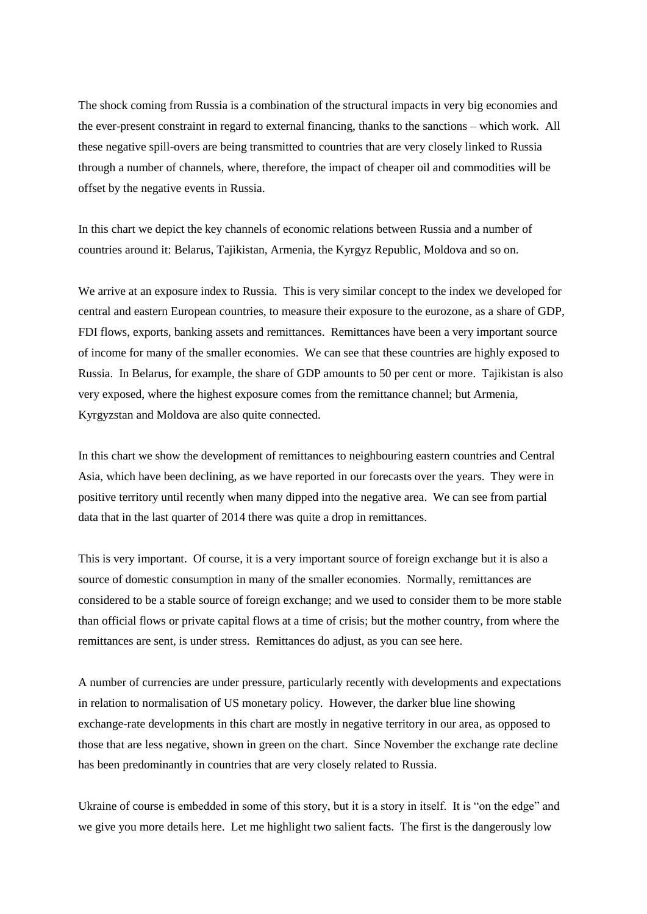The shock coming from Russia is a combination of the structural impacts in very big economies and the ever-present constraint in regard to external financing, thanks to the sanctions – which work. All these negative spill-overs are being transmitted to countries that are very closely linked to Russia through a number of channels, where, therefore, the impact of cheaper oil and commodities will be offset by the negative events in Russia.

In this chart we depict the key channels of economic relations between Russia and a number of countries around it: Belarus, Tajikistan, Armenia, the Kyrgyz Republic, Moldova and so on.

We arrive at an exposure index to Russia. This is very similar concept to the index we developed for central and eastern European countries, to measure their exposure to the eurozone, as a share of GDP, FDI flows, exports, banking assets and remittances. Remittances have been a very important source of income for many of the smaller economies. We can see that these countries are highly exposed to Russia. In Belarus, for example, the share of GDP amounts to 50 per cent or more. Tajikistan is also very exposed, where the highest exposure comes from the remittance channel; but Armenia, Kyrgyzstan and Moldova are also quite connected.

In this chart we show the development of remittances to neighbouring eastern countries and Central Asia, which have been declining, as we have reported in our forecasts over the years. They were in positive territory until recently when many dipped into the negative area. We can see from partial data that in the last quarter of 2014 there was quite a drop in remittances.

This is very important. Of course, it is a very important source of foreign exchange but it is also a source of domestic consumption in many of the smaller economies. Normally, remittances are considered to be a stable source of foreign exchange; and we used to consider them to be more stable than official flows or private capital flows at a time of crisis; but the mother country, from where the remittances are sent, is under stress. Remittances do adjust, as you can see here.

A number of currencies are under pressure, particularly recently with developments and expectations in relation to normalisation of US monetary policy. However, the darker blue line showing exchange-rate developments in this chart are mostly in negative territory in our area, as opposed to those that are less negative, shown in green on the chart. Since November the exchange rate decline has been predominantly in countries that are very closely related to Russia.

Ukraine of course is embedded in some of this story, but it is a story in itself. It is "on the edge" and we give you more details here. Let me highlight two salient facts. The first is the dangerously low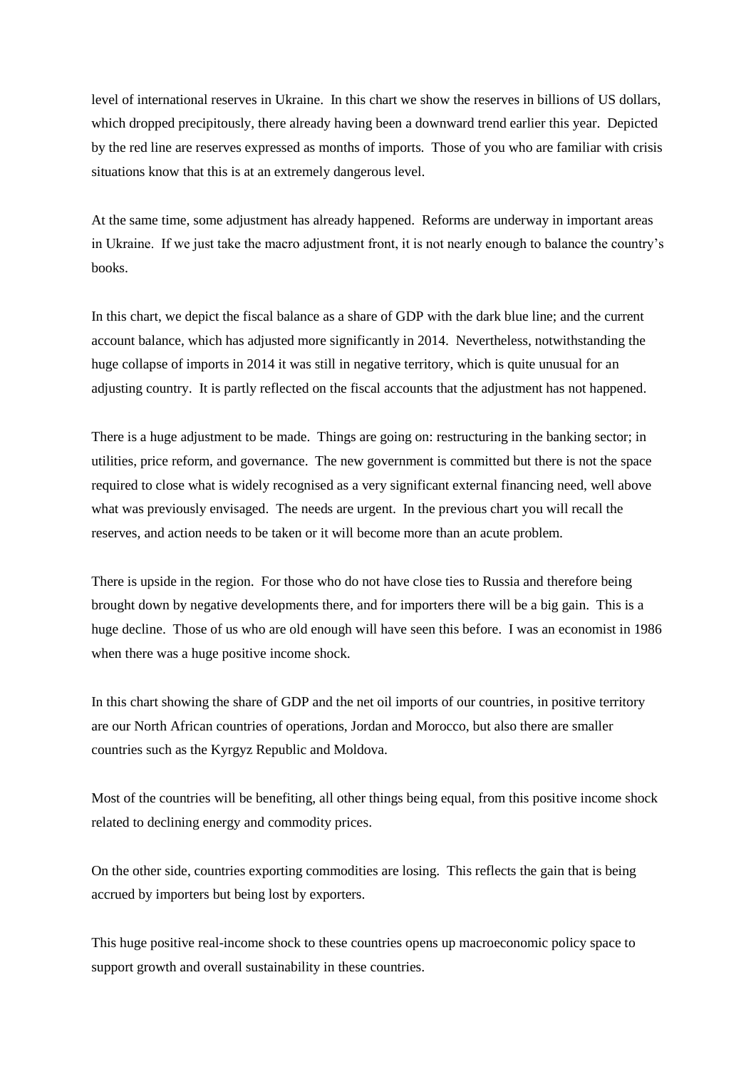level of international reserves in Ukraine. In this chart we show the reserves in billions of US dollars, which dropped precipitously, there already having been a downward trend earlier this year. Depicted by the red line are reserves expressed as months of imports. Those of you who are familiar with crisis situations know that this is at an extremely dangerous level.

At the same time, some adjustment has already happened. Reforms are underway in important areas in Ukraine. If we just take the macro adjustment front, it is not nearly enough to balance the country's books.

In this chart, we depict the fiscal balance as a share of GDP with the dark blue line; and the current account balance, which has adjusted more significantly in 2014. Nevertheless, notwithstanding the huge collapse of imports in 2014 it was still in negative territory, which is quite unusual for an adjusting country. It is partly reflected on the fiscal accounts that the adjustment has not happened.

There is a huge adjustment to be made. Things are going on: restructuring in the banking sector; in utilities, price reform, and governance. The new government is committed but there is not the space required to close what is widely recognised as a very significant external financing need, well above what was previously envisaged. The needs are urgent. In the previous chart you will recall the reserves, and action needs to be taken or it will become more than an acute problem.

There is upside in the region. For those who do not have close ties to Russia and therefore being brought down by negative developments there, and for importers there will be a big gain. This is a huge decline. Those of us who are old enough will have seen this before. I was an economist in 1986 when there was a huge positive income shock.

In this chart showing the share of GDP and the net oil imports of our countries, in positive territory are our North African countries of operations, Jordan and Morocco, but also there are smaller countries such as the Kyrgyz Republic and Moldova.

Most of the countries will be benefiting, all other things being equal, from this positive income shock related to declining energy and commodity prices.

On the other side, countries exporting commodities are losing. This reflects the gain that is being accrued by importers but being lost by exporters.

This huge positive real-income shock to these countries opens up macroeconomic policy space to support growth and overall sustainability in these countries.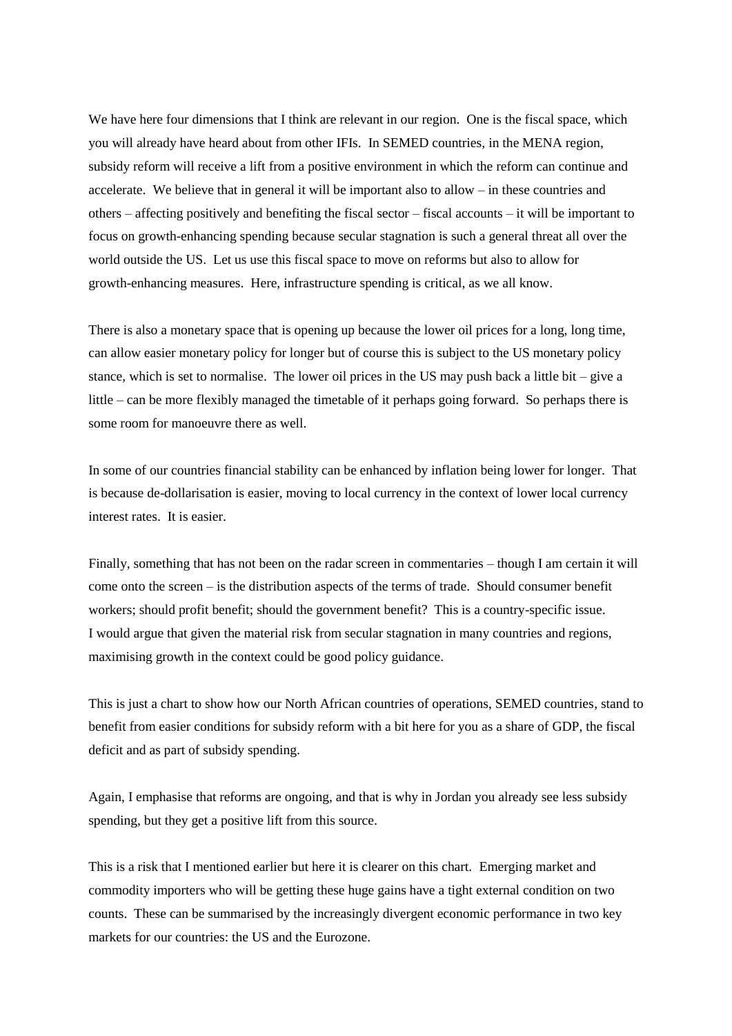We have here four dimensions that I think are relevant in our region. One is the fiscal space, which you will already have heard about from other IFIs. In SEMED countries, in the MENA region, subsidy reform will receive a lift from a positive environment in which the reform can continue and accelerate. We believe that in general it will be important also to allow – in these countries and others – affecting positively and benefiting the fiscal sector – fiscal accounts – it will be important to focus on growth-enhancing spending because secular stagnation is such a general threat all over the world outside the US. Let us use this fiscal space to move on reforms but also to allow for growth-enhancing measures. Here, infrastructure spending is critical, as we all know.

There is also a monetary space that is opening up because the lower oil prices for a long, long time, can allow easier monetary policy for longer but of course this is subject to the US monetary policy stance, which is set to normalise. The lower oil prices in the US may push back a little bit – give a little – can be more flexibly managed the timetable of it perhaps going forward. So perhaps there is some room for manoeuvre there as well.

In some of our countries financial stability can be enhanced by inflation being lower for longer. That is because de-dollarisation is easier, moving to local currency in the context of lower local currency interest rates. It is easier.

Finally, something that has not been on the radar screen in commentaries – though I am certain it will come onto the screen – is the distribution aspects of the terms of trade. Should consumer benefit workers; should profit benefit; should the government benefit? This is a country-specific issue. I would argue that given the material risk from secular stagnation in many countries and regions, maximising growth in the context could be good policy guidance.

This is just a chart to show how our North African countries of operations, SEMED countries, stand to benefit from easier conditions for subsidy reform with a bit here for you as a share of GDP, the fiscal deficit and as part of subsidy spending.

Again, I emphasise that reforms are ongoing, and that is why in Jordan you already see less subsidy spending, but they get a positive lift from this source.

This is a risk that I mentioned earlier but here it is clearer on this chart. Emerging market and commodity importers who will be getting these huge gains have a tight external condition on two counts. These can be summarised by the increasingly divergent economic performance in two key markets for our countries: the US and the Eurozone.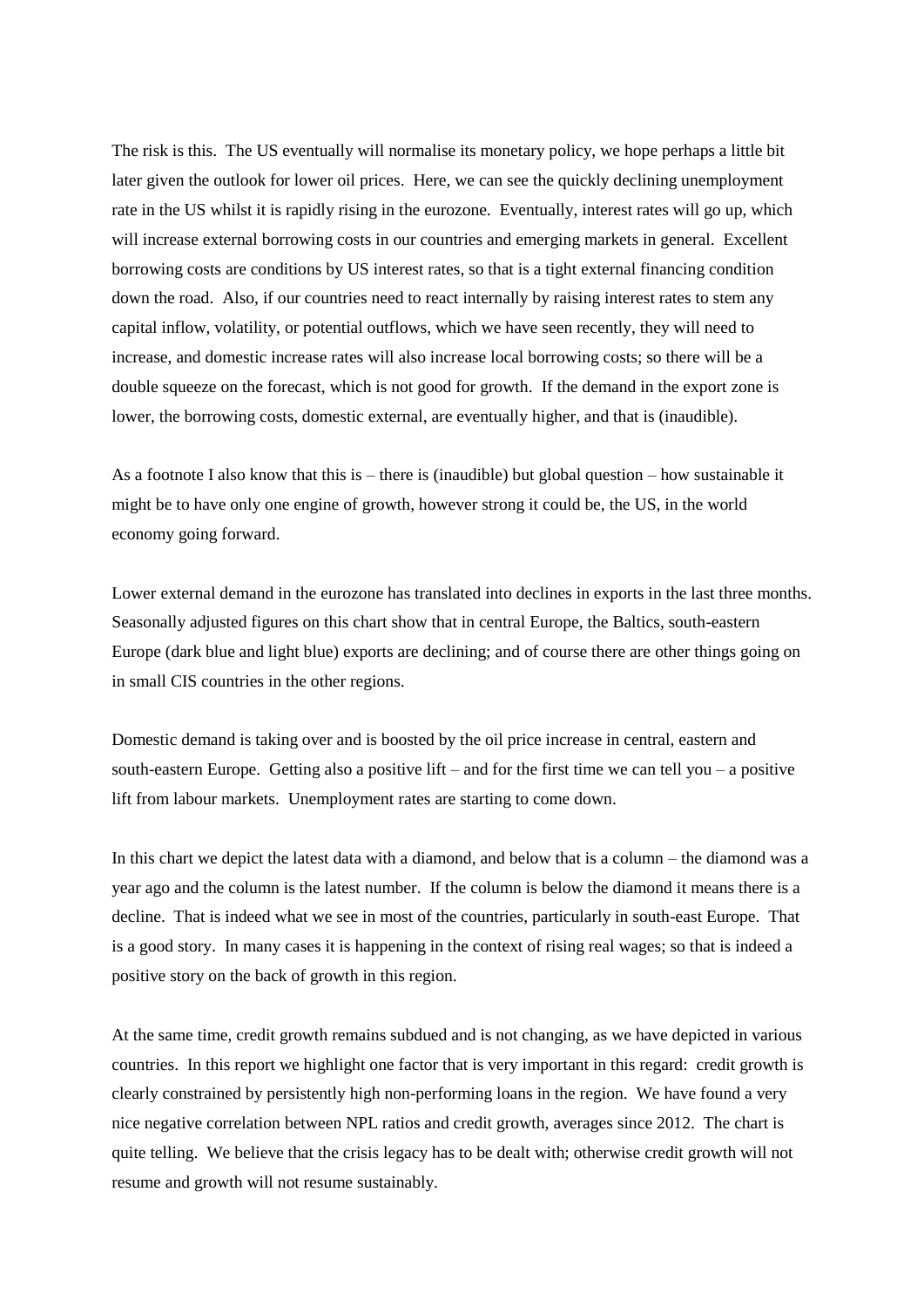The risk is this. The US eventually will normalise its monetary policy, we hope perhaps a little bit later given the outlook for lower oil prices. Here, we can see the quickly declining unemployment rate in the US whilst it is rapidly rising in the eurozone. Eventually, interest rates will go up, which will increase external borrowing costs in our countries and emerging markets in general. Excellent borrowing costs are conditions by US interest rates, so that is a tight external financing condition down the road. Also, if our countries need to react internally by raising interest rates to stem any capital inflow, volatility, or potential outflows, which we have seen recently, they will need to increase, and domestic increase rates will also increase local borrowing costs; so there will be a double squeeze on the forecast, which is not good for growth. If the demand in the export zone is lower, the borrowing costs, domestic external, are eventually higher, and that is (inaudible).

As a footnote I also know that this is – there is (inaudible) but global question – how sustainable it might be to have only one engine of growth, however strong it could be, the US, in the world economy going forward.

Lower external demand in the eurozone has translated into declines in exports in the last three months. Seasonally adjusted figures on this chart show that in central Europe, the Baltics, south-eastern Europe (dark blue and light blue) exports are declining; and of course there are other things going on in small CIS countries in the other regions.

Domestic demand is taking over and is boosted by the oil price increase in central, eastern and south-eastern Europe. Getting also a positive lift – and for the first time we can tell you – a positive lift from labour markets. Unemployment rates are starting to come down.

In this chart we depict the latest data with a diamond, and below that is a column – the diamond was a year ago and the column is the latest number. If the column is below the diamond it means there is a decline. That is indeed what we see in most of the countries, particularly in south-east Europe. That is a good story. In many cases it is happening in the context of rising real wages; so that is indeed a positive story on the back of growth in this region.

At the same time, credit growth remains subdued and is not changing, as we have depicted in various countries. In this report we highlight one factor that is very important in this regard: credit growth is clearly constrained by persistently high non-performing loans in the region. We have found a very nice negative correlation between NPL ratios and credit growth, averages since 2012. The chart is quite telling. We believe that the crisis legacy has to be dealt with; otherwise credit growth will not resume and growth will not resume sustainably.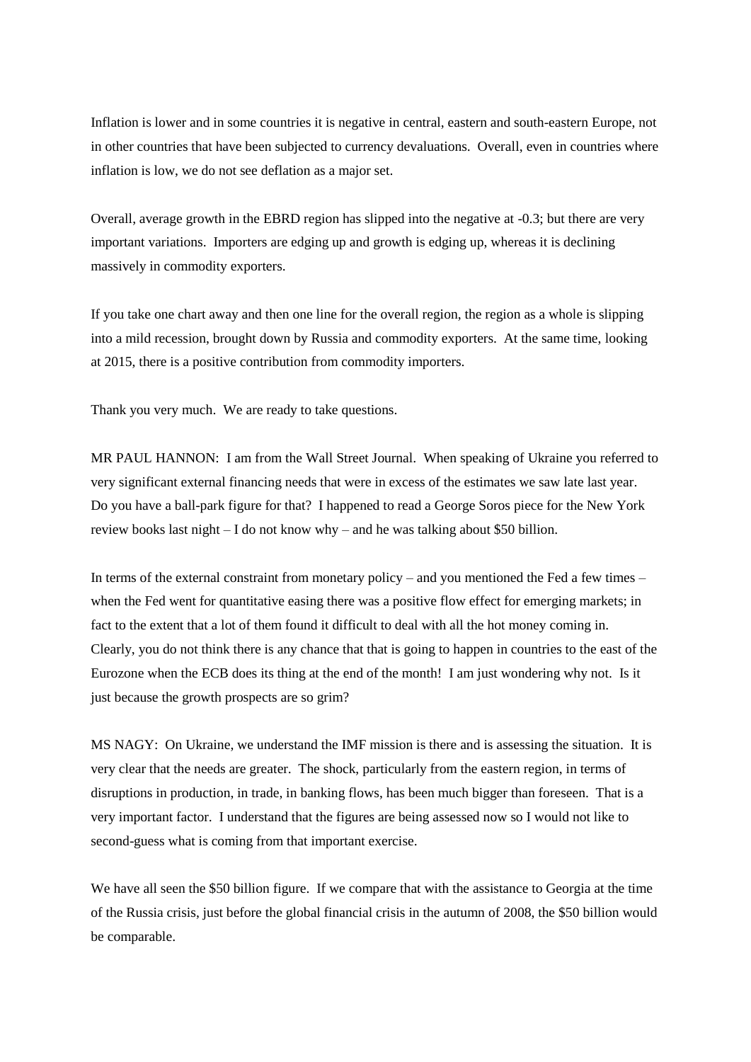Inflation is lower and in some countries it is negative in central, eastern and south-eastern Europe, not in other countries that have been subjected to currency devaluations. Overall, even in countries where inflation is low, we do not see deflation as a major set.

Overall, average growth in the EBRD region has slipped into the negative at -0.3; but there are very important variations. Importers are edging up and growth is edging up, whereas it is declining massively in commodity exporters.

If you take one chart away and then one line for the overall region, the region as a whole is slipping into a mild recession, brought down by Russia and commodity exporters. At the same time, looking at 2015, there is a positive contribution from commodity importers.

Thank you very much. We are ready to take questions.

MR PAUL HANNON: I am from the Wall Street Journal. When speaking of Ukraine you referred to very significant external financing needs that were in excess of the estimates we saw late last year. Do you have a ball-park figure for that? I happened to read a George Soros piece for the New York review books last night – I do not know why – and he was talking about $50 billion.

In terms of the external constraint from monetary policy – and you mentioned the Fed a few times – when the Fed went for quantitative easing there was a positive flow effect for emerging markets; in fact to the extent that a lot of them found it difficult to deal with all the hot money coming in. Clearly, you do not think there is any chance that that is going to happen in countries to the east of the Eurozone when the ECB does its thing at the end of the month! I am just wondering why not. Is it just because the growth prospects are so grim?

MS NAGY: On Ukraine, we understand the IMF mission is there and is assessing the situation. It is very clear that the needs are greater. The shock, particularly from the eastern region, in terms of disruptions in production, in trade, in banking flows, has been much bigger than foreseen. That is a very important factor. I understand that the figures are being assessed now so I would not like to second-guess what is coming from that important exercise.

We have all seen the $50 billion figure. If we compare that with the assistance to Georgia at the time of the Russia crisis, just before the global financial crisis in the autumn of 2008, the $50 billion would be comparable.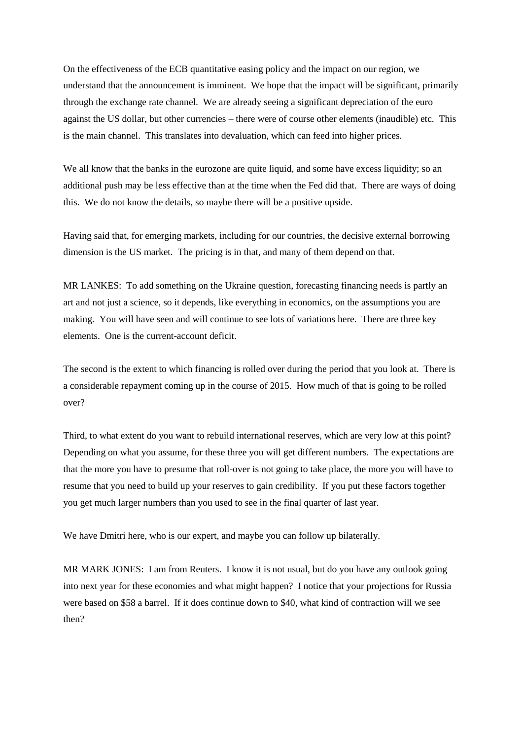On the effectiveness of the ECB quantitative easing policy and the impact on our region, we understand that the announcement is imminent. We hope that the impact will be significant, primarily through the exchange rate channel. We are already seeing a significant depreciation of the euro against the US dollar, but other currencies – there were of course other elements (inaudible) etc. This is the main channel. This translates into devaluation, which can feed into higher prices.

We all know that the banks in the eurozone are quite liquid, and some have excess liquidity; so an additional push may be less effective than at the time when the Fed did that. There are ways of doing this. We do not know the details, so maybe there will be a positive upside.

Having said that, for emerging markets, including for our countries, the decisive external borrowing dimension is the US market. The pricing is in that, and many of them depend on that.

MR LANKES: To add something on the Ukraine question, forecasting financing needs is partly an art and not just a science, so it depends, like everything in economics, on the assumptions you are making. You will have seen and will continue to see lots of variations here. There are three key elements. One is the current-account deficit.

The second is the extent to which financing is rolled over during the period that you look at. There is a considerable repayment coming up in the course of 2015. How much of that is going to be rolled over?

Third, to what extent do you want to rebuild international reserves, which are very low at this point? Depending on what you assume, for these three you will get different numbers. The expectations are that the more you have to presume that roll-over is not going to take place, the more you will have to resume that you need to build up your reserves to gain credibility. If you put these factors together you get much larger numbers than you used to see in the final quarter of last year.

We have Dmitri here, who is our expert, and maybe you can follow up bilaterally.

MR MARK JONES: I am from Reuters. I know it is not usual, but do you have any outlook going into next year for these economies and what might happen? I notice that your projections for Russia were based on $58 a barrel. If it does continue down to $40, what kind of contraction will we see then?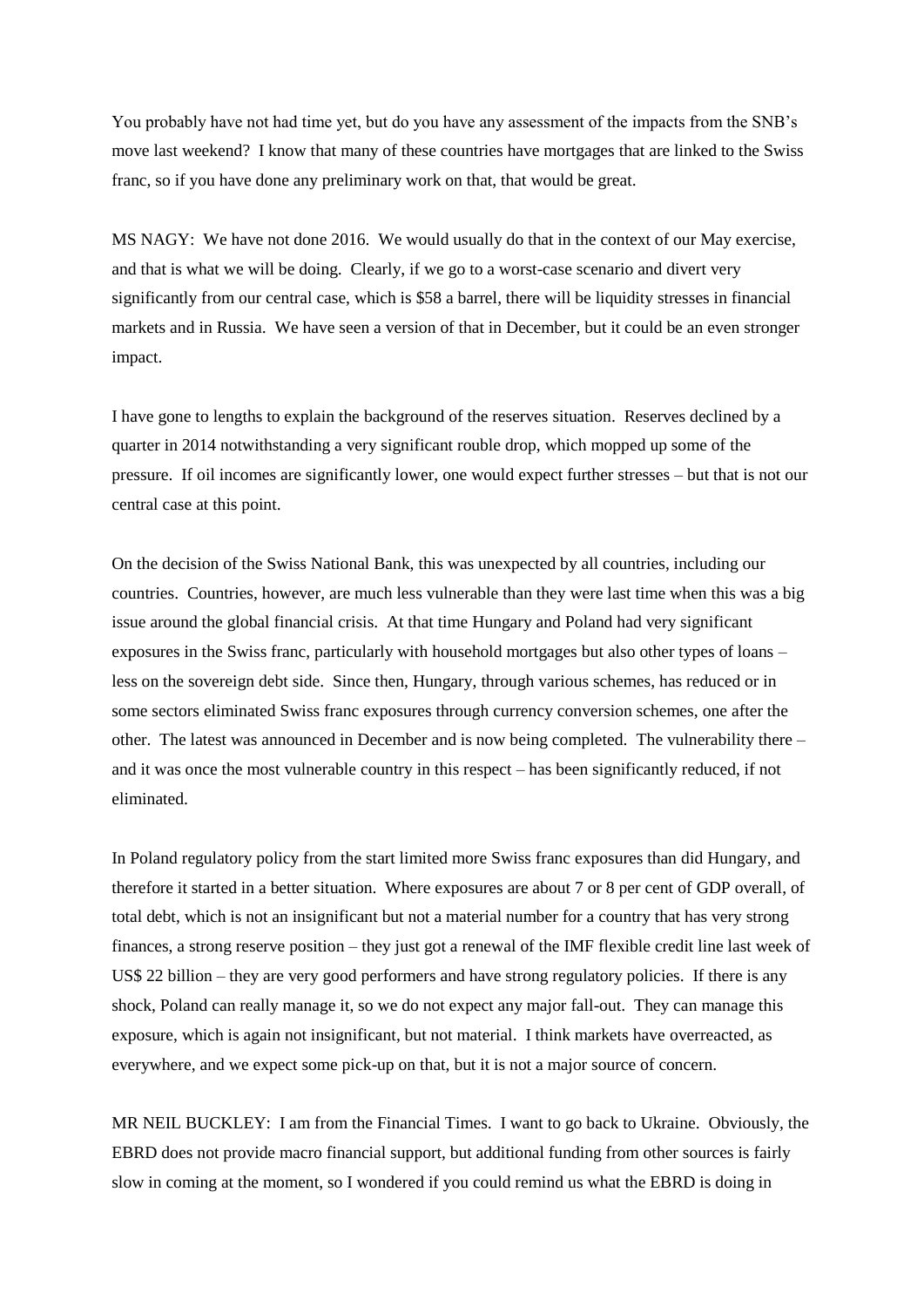You probably have not had time yet, but do you have any assessment of the impacts from the SNB's move last weekend? I know that many of these countries have mortgages that are linked to the Swiss franc, so if you have done any preliminary work on that, that would be great.

MS NAGY: We have not done 2016. We would usually do that in the context of our May exercise, and that is what we will be doing. Clearly, if we go to a worst-case scenario and divert very significantly from our central case, which is $58 a barrel, there will be liquidity stresses in financial markets and in Russia. We have seen a version of that in December, but it could be an even stronger impact.

I have gone to lengths to explain the background of the reserves situation. Reserves declined by a quarter in 2014 notwithstanding a very significant rouble drop, which mopped up some of the pressure. If oil incomes are significantly lower, one would expect further stresses – but that is not our central case at this point.

On the decision of the Swiss National Bank, this was unexpected by all countries, including our countries. Countries, however, are much less vulnerable than they were last time when this was a big issue around the global financial crisis. At that time Hungary and Poland had very significant exposures in the Swiss franc, particularly with household mortgages but also other types of loans – less on the sovereign debt side. Since then, Hungary, through various schemes, has reduced or in some sectors eliminated Swiss franc exposures through currency conversion schemes, one after the other. The latest was announced in December and is now being completed. The vulnerability there – and it was once the most vulnerable country in this respect – has been significantly reduced, if not eliminated.

In Poland regulatory policy from the start limited more Swiss franc exposures than did Hungary, and therefore it started in a better situation. Where exposures are about 7 or 8 per cent of GDP overall, of total debt, which is not an insignificant but not a material number for a country that has very strong finances, a strong reserve position – they just got a renewal of the IMF flexible credit line last week of US$ 22 billion – they are very good performers and have strong regulatory policies. If there is any shock, Poland can really manage it, so we do not expect any major fall-out. They can manage this exposure, which is again not insignificant, but not material. I think markets have overreacted, as everywhere, and we expect some pick-up on that, but it is not a major source of concern.

MR NEIL BUCKLEY: I am from the Financial Times. I want to go back to Ukraine. Obviously, the EBRD does not provide macro financial support, but additional funding from other sources is fairly slow in coming at the moment, so I wondered if you could remind us what the EBRD is doing in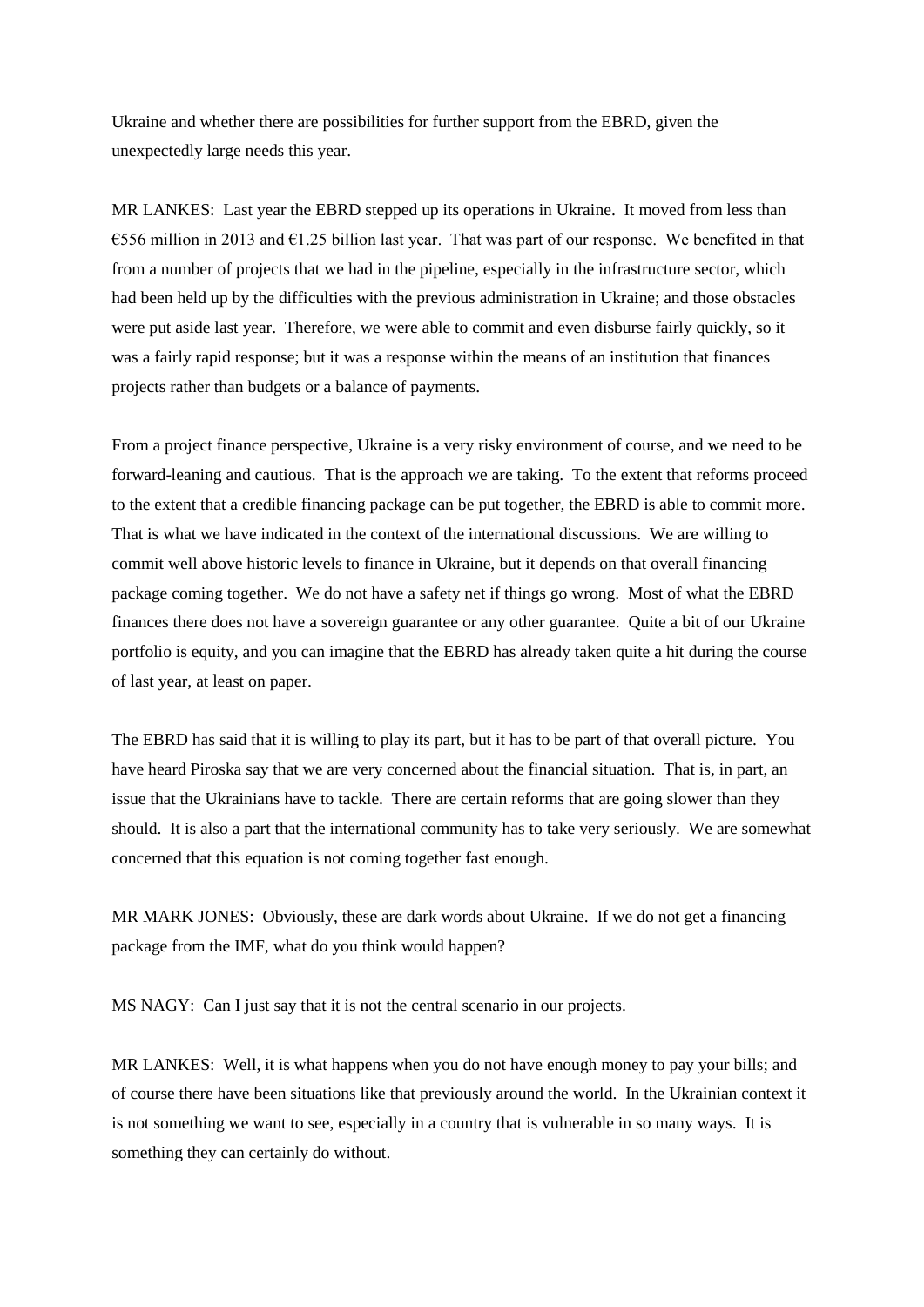Ukraine and whether there are possibilities for further support from the EBRD, given the unexpectedly large needs this year.

MR LANKES: Last year the EBRD stepped up its operations in Ukraine. It moved from less than €556 million in 2013 and €1.25 billion last year. That was part of our response. We benefited in that from a number of projects that we had in the pipeline, especially in the infrastructure sector, which had been held up by the difficulties with the previous administration in Ukraine; and those obstacles were put aside last year. Therefore, we were able to commit and even disburse fairly quickly, so it was a fairly rapid response; but it was a response within the means of an institution that finances projects rather than budgets or a balance of payments.

From a project finance perspective, Ukraine is a very risky environment of course, and we need to be forward-leaning and cautious. That is the approach we are taking. To the extent that reforms proceed to the extent that a credible financing package can be put together, the EBRD is able to commit more. That is what we have indicated in the context of the international discussions. We are willing to commit well above historic levels to finance in Ukraine, but it depends on that overall financing package coming together. We do not have a safety net if things go wrong. Most of what the EBRD finances there does not have a sovereign guarantee or any other guarantee. Quite a bit of our Ukraine portfolio is equity, and you can imagine that the EBRD has already taken quite a hit during the course of last year, at least on paper.

The EBRD has said that it is willing to play its part, but it has to be part of that overall picture. You have heard Piroska say that we are very concerned about the financial situation. That is, in part, an issue that the Ukrainians have to tackle. There are certain reforms that are going slower than they should. It is also a part that the international community has to take very seriously. We are somewhat concerned that this equation is not coming together fast enough.

MR MARK JONES: Obviously, these are dark words about Ukraine. If we do not get a financing package from the IMF, what do you think would happen?

MS NAGY: Can I just say that it is not the central scenario in our projects.

MR LANKES: Well, it is what happens when you do not have enough money to pay your bills; and of course there have been situations like that previously around the world. In the Ukrainian context it is not something we want to see, especially in a country that is vulnerable in so many ways. It is something they can certainly do without.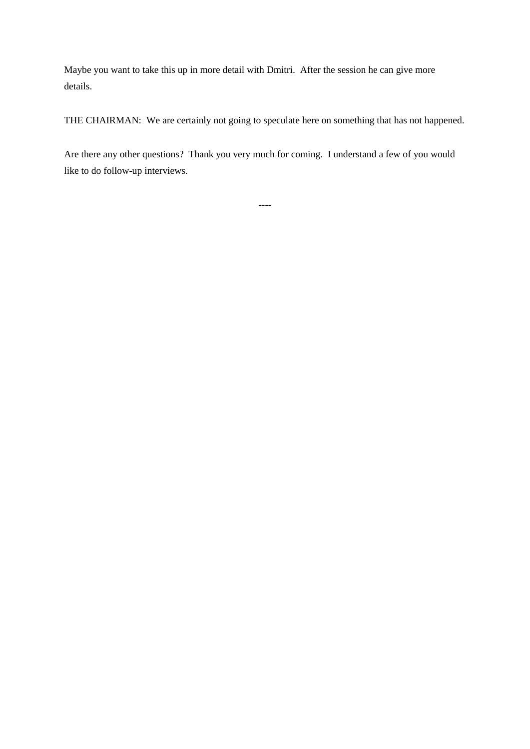Maybe you want to take this up in more detail with Dmitri. After the session he can give more details.

THE CHAIRMAN: We are certainly not going to speculate here on something that has not happened.

Are there any other questions? Thank you very much for coming. I understand a few of you would like to do follow-up interviews.

----